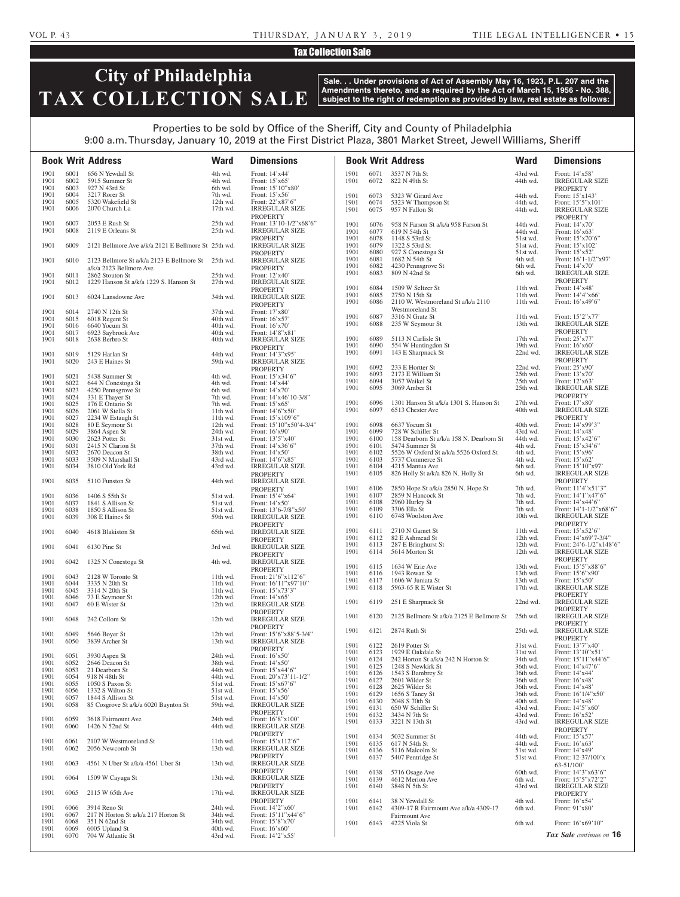Tax Collection Sale

# City of Philadelphia TAX COLLECTION SALE

**Sale. . . Under provisions of Act of Assembly May 16, 1923, P.L. 207 and the Amendments thereto, and as required by the Act of March 15, 1956 - No. 388, subject to the right of redemption as provided by law, real estate as follows:**

Properties to be sold by Office of the Sheriff, City and County of Philadelphia
9:00 a.m. Thursday, January 10, 2019 at the First District Plaza, 3801 Market Street, Jewell Williams, Sheriff

| Book | Writ | Address | Ward | Dimensions |
|---|---|---|---|---|
| 1901 | 6001 | 656 N Yewdall St | 4th wd. | Front: 14'x44' |
| 1901 | 6002 | 5915 Summer St | 4th wd. | Front: 15'x65' |
| 1901 | 6003 | 927 N 43rd St | 6th wd. | Front: 15'10"x80' |
| 1901 | 6004 | 3217 Rorer St | 7th wd. | Front: 15'x56' |
| 1901 | 6005 | 5320 Wakefield St | 12th wd. | Front: 22'x87'6" |
| 1901 | 6006 | 2070 Church La | 17th wd. | IRREGULAR SIZE PROPERTY |
| 1901 | 6007 | 2053 E Rush St | 25th wd. | Front: 13'10-1/2"x68'6" |
| 1901 | 6008 | 2119 E Orleans St | 25th wd. | IRREGULAR SIZE PROPERTY |
| 1901 | 6009 | 2121 Bellmore Ave a/k/a 2121 E Bellmore St | 25th wd. | IRREGULAR SIZE PROPERTY |
| 1901 | 6010 | 2123 Bellmore St a/k/a 2123 E Bellmore St a/k/a 2123 Bellmore Ave | 25th wd. | IRREGULAR SIZE PROPERTY |
| 1901 | 6011 | 2862 Stouton St | 25th wd. | Front: 12'x40' |
| 1901 | 6012 | 1229 Hanson St a/k/a 1229 S. Hanson St | 27th wd. | IRREGULAR SIZE PROPERTY |
| 1901 | 6013 | 6024 Lansdowne Ave | 34th wd. | IRREGULAR SIZE PROPERTY |
| 1901 | 6014 | 2740 N 12th St | 37th wd. | Front: 17'x80' |
| 1901 | 6015 | 6018 Regent St | 40th wd. | Front: 16'x57' |
| 1901 | 6016 | 6640 Yocum St | 40th wd. | Front: 16'x70' |
| 1901 | 6017 | 6923 Saybrook Ave | 40th wd. | Front: 14'8"x81' |
| 1901 | 6018 | 2638 Berbro St | 40th wd. | IRREGULAR SIZE PROPERTY |
| 1901 | 6019 | 5129 Harlan St | 44th wd. | Front: 14'3"x95' |
| 1901 | 6020 | 243 E Haines St | 59th wd. | IRREGULAR SIZE PROPERTY |
| 1901 | 6021 | 5438 Summer St | 4th wd. | Front: 15'x34'6" |
| 1901 | 6022 | 644 N Conestoga St | 4th wd. | Front: 14'x44' |
| 1901 | 6023 | 4250 Pennsgrove St | 6th wd. | Front: 14'x70' |
| 1901 | 6024 | 331 E Thayer St | 7th wd. | Front: 14'x46'10-3/8" |
| 1901 | 6025 | 176 E Ontario St | 7th wd. | Front: 15'x65' |
| 1901 | 6026 | 2061 W Stella St | 11th wd. | Front: 14'6"x50' |
| 1901 | 6027 | 2234 W Estaugh St | 11th wd. | Front: 15'x109'6" |
| 1901 | 6028 | 80 E Seymour St | 12th wd. | Front: 15'10"x50'4-3/4" |
| 1901 | 6029 | 3864 Aspen St | 24th wd. | Front: 16'x90' |
| 1901 | 6030 | 2623 Potter St | 31st wd. | Front: 13'5"x40' |
| 1901 | 6031 | 2415 N Clarion St | 37th wd. | Front: 14'x36'6" |
| 1901 | 6032 | 2670 Deacon St | 38th wd. | Front: 14'x50' |
| 1901 | 6033 | 3509 N Marshall St | 43rd wd. | Front: 14'6"x85' |
| 1901 | 6034 | 3810 Old York Rd | 43rd wd. | IRREGULAR SIZE PROPERTY |
| 1901 | 6035 | 5110 Funston St | 44th wd. | IRREGULAR SIZE PROPERTY |
| 1901 | 6036 | 1406 S 55th St | 51st wd. | Front: 15'4"x64' |
| 1901 | 6037 | 1841 S Allison St | 51st wd. | Front: 14'x50' |
| 1901 | 6038 | 1850 S Allison St | 51st wd. | Front: 13'6-7/8"x50' |
| 1901 | 6039 | 308 E Haines St | 59th wd. | IRREGULAR SIZE PROPERTY |
| 1901 | 6040 | 4618 Blakiston St | 65th wd. | IRREGULAR SIZE PROPERTY |
| 1901 | 6041 | 6130 Pine St | 3rd wd. | IRREGULAR SIZE PROPERTY |
| 1901 | 6042 | 1325 N Conestoga St | 4th wd. | IRREGULAR SIZE PROPERTY |
| 1901 | 6043 | 2128 W Toronto St | 11th wd. | Front: 21'6"x112'6" |
| 1901 | 6044 | 3335 N 20th St | 11th wd. | Front: 16'11"x97'10" |
| 1901 | 6045 | 3314 N 20th St | 11th wd. | Front: 15'x73'3" |
| 1901 | 6046 | 73 E Seymour St | 12th wd. | Front: 14'x65' |
| 1901 | 6047 | 60 E Wister St | 12th wd. | IRREGULAR SIZE PROPERTY |
| 1901 | 6048 | 242 Collom St | 12th wd. | IRREGULAR SIZE PROPERTY |
| 1901 | 6049 | 5646 Boyer St | 12th wd. | Front: 15'6"x88'5-3/4" |
| 1901 | 6050 | 3839 Archer St | 13th wd. | IRREGULAR SIZE PROPERTY |
| 1901 | 6051 | 3930 Aspen St | 24th wd. | Front: 16'x50' |
| 1901 | 6052 | 2646 Deacon St | 38th wd. | Front: 14'x50' |
| 1901 | 6053 | 21 Dearborn St | 44th wd. | Front: 15'x44'6" |
| 1901 | 6054 | 918 N 48th St | 44th wd. | Front: 20'x73'11-1/2" |
| 1901 | 6055 | 1050 S Paxon St | 51st wd. | Front: 15'x67'6" |
| 1901 | 6056 | 1332 S Wilton St | 51st wd. | Front: 15'x56' |
| 1901 | 6057 | 1844 S Allison St | 51st wd. | Front: 14'x50' |
| 1901 | 6058 | 85 Cosgrove St a/k/a 6020 Baynton St | 59th wd. | IRREGULAR SIZE PROPERTY |
| 1901 | 6059 | 3618 Fairmount Ave | 24th wd. | Front: 16'8"x100' |
| 1901 | 6060 | 1426 N 52nd St | 44th wd. | IRREGULAR SIZE PROPERTY |
| 1901 | 6061 | 2107 W Westmoreland St | 11th wd. | Front: 15'x112'6" |
| 1901 | 6062 | 2056 Newcomb St | 13th wd. | IRREGULAR SIZE PROPERTY |
| 1901 | 6063 | 4561 N Uber St a/k/a 4561 Uber St | 13th wd. | IRREGULAR SIZE PROPERTY |
| 1901 | 6064 | 1509 W Cayuga St | 13th wd. | IRREGULAR SIZE PROPERTY |
| 1901 | 6065 | 2115 W 65th Ave | 17th wd. | IRREGULAR SIZE PROPERTY |
| 1901 | 6066 | 3914 Reno St | 24th wd. | Front: 14'2"x60' |
| 1901 | 6067 | 217 N Horton St a/k/a 217 Horton St | 34th wd. | Front: 15'11"x44'6" |
| 1901 | 6068 | 351 N 62nd St | 34th wd. | Front: 15'8"x70' |
| 1901 | 6069 | 6005 Upland St | 40th wd. | Front: 16'x60' |
| 1901 | 6070 | 704 W Atlantic St | 43rd wd. | Front: 14'2"x55' |
| 1901 | 6071 | 3537 N 7th St | 43rd wd. | Front: 14'x58' |
| 1901 | 6072 | 822 N 49th St | 44th wd. | IRREGULAR SIZE PROPERTY |
| 1901 | 6073 | 5323 W Girard Ave | 44th wd. | Front: 15'x143' |
| 1901 | 6074 | 5323 W Thompson St | 44th wd. | Front: 15'5"x101' |
| 1901 | 6075 | 957 N Fallon St | 44th wd. | IRREGULAR SIZE PROPERTY |
| 1901 | 6076 | 958 N Farson St a/k/a 958 Farson St | 44th wd. | Front: 14'x70' |
| 1901 | 6077 | 619 N 54th St | 44th wd. | Front: 16'x63' |
| 1901 | 6078 | 1148 S 53rd St | 51st wd. | Front: 15'x70'6" |
| 1901 | 6079 | 1322 S 53rd St | 51st wd. | Front: 15'x102' |
| 1901 | 6080 | 927 S Conestoga St | 51st wd. | Front: 15'x52' |
| 1901 | 6081 | 1682 N 54th St | 4th wd. | Front: 16'1-1/2"x97' |
| 1901 | 6082 | 4230 Pennsgrove St | 6th wd. | Front: 14'x70' |
| 1901 | 6083 | 809 N 42nd St | 6th wd. | IRREGULAR SIZE PROPERTY |
| 1901 | 6084 | 1509 W Seltzer St | 11th wd. | Front: 14'x48' |
| 1901 | 6085 | 2750 N 15th St | 11th wd. | Front: 14'4"x66' |
| 1901 | 6086 | 2110 W. Westmoreland St a/k/a 2110 Westmoreland St | 11th wd. | Front: 16'x49'6" |
| 1901 | 6087 | 3316 N Gratz St | 11th wd. | Front: 15'2"x77' |
| 1901 | 6088 | 235 W Seymour St | 13th wd. | IRREGULAR SIZE PROPERTY |
| 1901 | 6089 | 5113 N Carlisle St | 17th wd. | Front: 25'x77' |
| 1901 | 6090 | 554 W Huntingdon St | 19th wd. | Front: 16'x60' |
| 1901 | 6091 | 143 E Sharpnack St | 22nd wd. | IRREGULAR SIZE PROPERTY |
| 1901 | 6092 | 233 E Hortter St | 22nd wd. | Front: 25'x90' |
| 1901 | 6093 | 2173 E William St | 25th wd. | Front: 13'x70' |
| 1901 | 6094 | 3057 Weikel St | 25th wd. | Front: 12'x63' |
| 1901 | 6095 | 3069 Amber St | 25th wd. | IRREGULAR SIZE PROPERTY |
| 1901 | 6096 | 1301 Hanson St a/k/a 1301 S. Hanson St | 27th wd. | Front: 17'x80' |
| 1901 | 6097 | 6513 Chester Ave | 40th wd. | IRREGULAR SIZE PROPERTY |
| 1901 | 6098 | 6637 Yocum St | 40th wd. | Front: 14'x99'3" |
| 1901 | 6099 | 728 W Schiller St | 43rd wd. | Front: 14'x48' |
| 1901 | 6100 | 158 Dearborn St a/k/a 158 N. Dearborn St | 44th wd. | Front: 15'x42'6" |
| 1901 | 6101 | 5474 Summer St | 4th wd. | Front: 15'x34'6" |
| 1901 | 6102 | 5526 W Oxford St a/k/a 5526 Oxford St | 4th wd. | Front: 15'x96' |
| 1901 | 6103 | 5737 Commerce St | 4th wd. | Front: 15'x62' |
| 1901 | 6104 | 4215 Mantua Ave | 6th wd. | Front: 15'10"x97' |
| 1901 | 6105 | 826 Holly St a/k/a 826 N. Holly St | 6th wd. | IRREGULAR SIZE PROPERTY |
| 1901 | 6106 | 2850 Hope St a/k/a 2850 N. Hope St | 7th wd. | Front: 11'4"x51'3" |
| 1901 | 6107 | 2859 N Hancock St | 7th wd. | Front: 14'1"x47'6" |
| 1901 | 6108 | 2960 Hurley St | 7th wd. | Front: 14'x44'6" |
| 1901 | 6109 | 3306 Ella St | 7th wd. | Front: 14'1-1/2"x68'6" |
| 1901 | 6110 | 6748 Woolston Ave | 10th wd. | IRREGULAR SIZE PROPERTY |
| 1901 | 6111 | 2710 N Garnet St | 11th wd. | Front: 15'x52'6" |
| 1901 | 6112 | 82 E Ashmead St | 12th wd. | Front: 14'x69'7-3/4" |
| 1901 | 6113 | 287 E Bringhurst St | 12th wd. | Front: 24'6-1/2"x148'6" |
| 1901 | 6114 | 5614 Morton St | 12th wd. | IRREGULAR SIZE PROPERTY |
| 1901 | 6115 | 1634 W Erie Ave | 13th wd. | Front: 15'5"x88'6" |
| 1901 | 6116 | 1943 Rowan St | 13th wd. | Front: 15'6"x90' |
| 1901 | 6117 | 1606 W Juniata St | 13th wd. | Front: 15'x50' |
| 1901 | 6118 | 5963-65 R E Wister St | 17th wd. | IRREGULAR SIZE PROPERTY |
| 1901 | 6119 | 251 E Sharpnack St | 22nd wd. | IRREGULAR SIZE PROPERTY |
| 1901 | 6120 | 2125 Bellmore St a/k/a 2125 E Bellmore St | 25th wd. | IRREGULAR SIZE PROPERTY |
| 1901 | 6121 | 2874 Ruth St | 25th wd. | IRREGULAR SIZE PROPERTY |
| 1901 | 6122 | 2619 Potter St | 31st wd. | Front: 13'7"x40' |
| 1901 | 6123 | 1929 E Oakdale St | 31st wd. | Front: 13'10"x51' |
| 1901 | 6124 | 242 Horton St a/k/a 242 N Horton St | 34th wd. | Front: 15'11"x44'6" |
| 1901 | 6125 | 1248 S Newkirk St | 36th wd. | Front: 14'x47'6" |
| 1901 | 6126 | 1543 S Bambrey St | 36th wd. | Front: 14'x44' |
| 1901 | 6127 | 2601 Wilder St | 36th wd. | Front: 16'x48' |
| 1901 | 6128 | 2625 Wilder St | 36th wd. | Front: 14'x48' |
| 1901 | 6129 | 1656 S Taney St | 36th wd. | Front: 16'1/4"x50' |
| 1901 | 6130 | 2048 S 70th St | 40th wd. | Front: 14'x48' |
| 1901 | 6131 | 650 W Schiller St | 43rd wd. | Front: 14'5"x60' |
| 1901 | 6132 | 3434 N 7th St | 43rd wd. | Front: 16'x52' |
| 1901 | 6133 | 3221 N 13th St | 43rd wd. | IRREGULAR SIZE PROPERTY |
| 1901 | 6134 | 5032 Summer St | 44th wd. | Front: 15'x57' |
| 1901 | 6135 | 617 N 54th St | 44th wd. | Front: 16'x63' |
| 1901 | 6136 | 5116 Malcolm St | 51st wd. | Front: 14'x49' |
| 1901 | 6137 | 5407 Pentridge St | 51st wd. | Front: 12-37/100'x 63-51/100' |
| 1901 | 6138 | 5716 Osage Ave | 60th wd. | Front: 14'3"x63'6" |
| 1901 | 6139 | 4612 Merion Ave | 6th wd. | Front: 15'5"x72'2" |
| 1901 | 6140 | 3848 N 5th St | 43rd wd. | IRREGULAR SIZE PROPERTY |
| 1901 | 6141 | 38 N Yewdall St | 4th wd. | Front: 16'x54' |
| 1901 | 6142 | 4309-17 R Fairmount Ave a/k/a 4309-17 Fairmount Ave | 6th wd. | Front: 91'x80' |
| 1901 | 6143 | 4225 Viola St | 6th wd. | Front: 16'x69'10" |

*Tax Sale continues on* **16**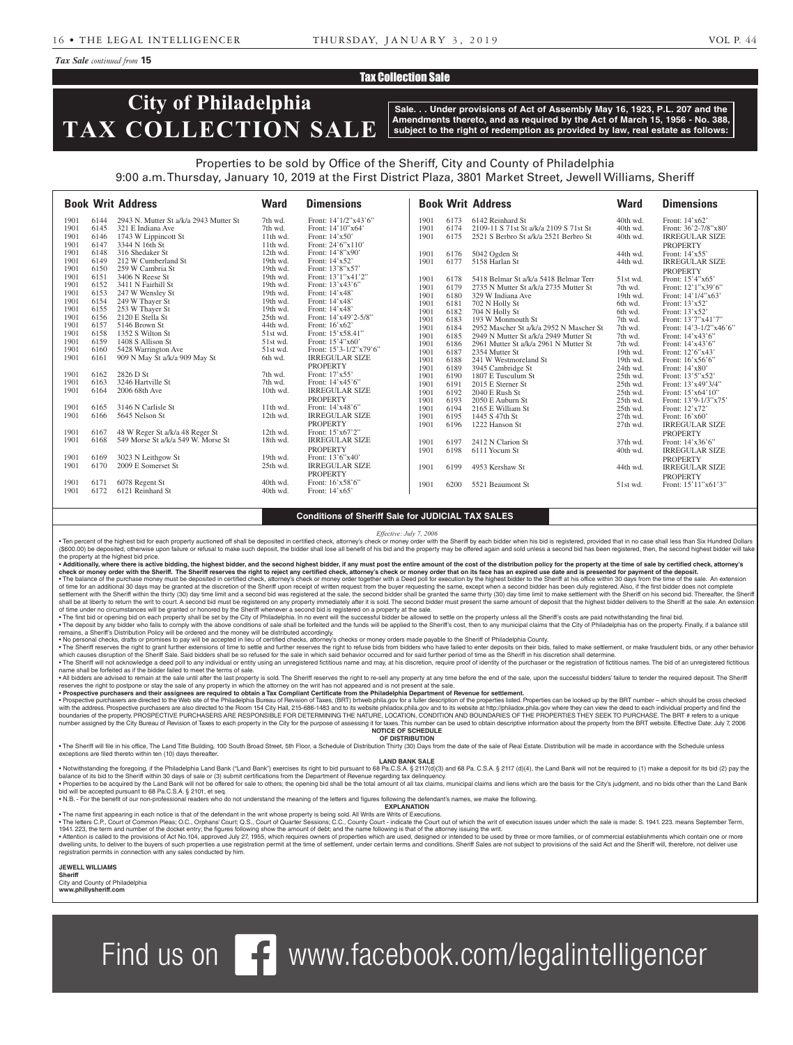*Tax Sale continued from* **15**

Tax Collection Sale

# City of Philadelphia TAX COLLECTION SALE

**Sale. . . Under provisions of Act of Assembly May 16, 1923, P.L. 207 and the Amendments thereto, and as required by the Act of March 15, 1956 - No. 388, subject to the right of redemption as provided by law, real estate as follows:**

Properties to be sold by Office of the Sheriff, City and County of Philadelphia
9:00 a.m. Thursday, January 10, 2019 at the First District Plaza, 3801 Market Street, Jewell Williams, Sheriff

| Book | Writ | Address | Ward | Dimensions |
|---|---|---|---|---|
| 1901 | 6144 | 2943 N. Mutter St a/k/a 2943 Mutter St | 7th wd. | Front: 14'1/2"x43'6" |
| 1901 | 6145 | 321 E Indiana Ave | 7th wd. | Front: 14'10"x64' |
| 1901 | 6146 | 1743 W Lippincott St | 11th wd. | Front: 14'x50' |
| 1901 | 6147 | 3344 N 16th St | 11th wd. | Front: 24'6"x110' |
| 1901 | 6148 | 316 Shedaker St | 12th wd. | Front: 14'8"x90' |
| 1901 | 6149 | 212 W Cumberland St | 19th wd. | Front: 14'x52' |
| 1901 | 6150 | 259 W Cambria St | 19th wd. | Front: 13'8"x57' |
| 1901 | 6151 | 3406 N Reese St | 19th wd. | Front: 13'1"x41'2" |
| 1901 | 6152 | 3411 N Fairhill St | 19th wd. | Front: 13'x43'6" |
| 1901 | 6153 | 247 W Wensley St | 19th wd. | Front: 14'x48' |
| 1901 | 6154 | 249 W Thayer St | 19th wd. | Front: 14'x48' |
| 1901 | 6155 | 253 W Thayer St | 19th wd. | Front: 14'x48' |
| 1901 | 6156 | 2120 E Stella St | 25th wd. | Front: 14'x49'2-5/8" |
| 1901 | 6157 | 5146 Brown St | 44th wd. | Front: 16'x62' |
| 1901 | 6158 | 1352 S Wilton St | 51st wd. | Front: 15'x58.41" |
| 1901 | 6159 | 1408 S Allison St | 51st wd. | Front: 15'x60' |
| 1901 | 6160 | 5428 Warrington Ave | 51st wd. | Front: 15'3-1/2"x79'6" |
| 1901 | 6161 | 909 N May St a/k/a 909 May St | 6th wd. | IRREGULAR SIZE PROPERTY |
| 1901 | 6162 | 2826 D St | 7th wd. | Front: 17'x55' |
| 1901 | 6163 | 3246 Hartville St | 7th wd. | Front: 14'x45'6" |
| 1901 | 6164 | 2006 68th Ave | 10th wd. | IRREGULAR SIZE PROPERTY |
| 1901 | 6165 | 3146 N Carlisle St | 11th wd. | Front: 14'x48'6" |
| 1901 | 6166 | 5645 Nelson St | 12th wd. | IRREGULAR SIZE PROPERTY |
| 1901 | 6167 | 48 W Reger St a/k/a 48 Reger St | 12th wd. | Front: 15'x67'2" |
| 1901 | 6168 | 549 Morse St a/k/a 549 W. Morse St | 18th wd. | IRREGULAR SIZE PROPERTY |
| 1901 | 6169 | 3023 N Leithgow St | 19th wd. | Front: 13'6"x40' |
| 1901 | 6170 | 2009 E Somerset St | 25th wd. | IRREGULAR SIZE PROPERTY |
| 1901 | 6171 | 6078 Regent St | 40th wd. | Front: 16'x58'6" |
| 1901 | 6172 | 6121 Reinhard St | 40th wd. | Front: 14'x65' |
| 1901 | 6173 | 6142 Reinhard St | 40th wd. | Front: 14'x62' |
| 1901 | 6174 | 2109-11 S 71st St a/k/a 2109 S 71st St | 40th wd. | Front: 36'2-7/8"x80' |
| 1901 | 6175 | 2521 S Berbro St a/k/a 2521 Berbro St | 40th wd. | IRREGULAR SIZE PROPERTY |
| 1901 | 6176 | 5042 Ogden St | 44th wd. | Front: 14'x55' |
| 1901 | 6177 | 5158 Harlan St | 44th wd. | IRREGULAR SIZE PROPERTY |
| 1901 | 6178 | 5418 Belmar St a/k/a 5418 Belmar Terr | 51st wd. | Front: 15'4"x65' |
| 1901 | 6179 | 2735 N Mutter St a/k/a 2735 Mutter St | 7th wd. | Front: 12'1"x39'6" |
| 1901 | 6180 | 329 W Indiana Ave | 19th wd. | Front: 14'1/4"x63' |
| 1901 | 6181 | 702 N Holly St | 6th wd. | Front: 13'x52' |
| 1901 | 6182 | 704 N Holly St | 6th wd. | Front: 13'x52' |
| 1901 | 6183 | 193 W Monmouth St | 7th wd. | Front: 13'7"x41'7" |
| 1901 | 6184 | 2952 Mascher St a/k/a 2952 N Mascher St | 7th wd. | Front: 14'3-1/2"x46'6" |
| 1901 | 6185 | 2949 N Mutter St a/k/a 2949 Mutter St | 7th wd. | Front: 14'x43'6" |
| 1901 | 6186 | 2961 Mutter St a/k/a 2961 N Mutter St | 7th wd. | Front: 14'x43'6" |
| 1901 | 6187 | 2354 Mutter St | 19th wd. | Front: 12'6"x43' |
| 1901 | 6188 | 241 W Westmoreland St | 19th wd. | Front: 16'x56'6" |
| 1901 | 6189 | 3945 Cambridge St | 24th wd. | Front: 14'x80' |
| 1901 | 6190 | 1807 E Tusculum St | 25th wd. | Front: 13'5"x52' |
| 1901 | 6191 | 2015 E Sterner St | 25th wd. | Front: 13'x49'3/4" |
| 1901 | 6192 | 2040 E Rush St | 25th wd. | Front: 15'x64'10" |
| 1901 | 6193 | 2050 E Auburn St | 25th wd. | Front: 13'9-1/3"x75' |
| 1901 | 6194 | 2165 E William St | 25th wd. | Front: 12'x72' |
| 1901 | 6195 | 1445 S 47th St | 27th wd. | Front: 16'x60' |
| 1901 | 6196 | 1222 Hanson St | 27th wd. | IRREGULAR SIZE PROPERTY |
| 1901 | 6197 | 2412 N Clarion St | 37th wd. | Front: 14'x36'6" |
| 1901 | 6198 | 6111 Yocum St | 40th wd. | IRREGULAR SIZE PROPERTY |
| 1901 | 6199 | 4953 Kershaw St | 44th wd. | IRREGULAR SIZE PROPERTY |
| 1901 | 6200 | 5521 Beaumont St | 51st wd. | Front: 15'11"x61'3" |

## Conditions of Sheriff Sale for JUDICIAL TAX SALES

*Effective: July 7, 2006*

• Ten percent of the highest bid for each property auctioned off shall be deposited in certified check, attorney's check or money order with the Sheriff by each bidder when his bid is registered, provided that in no case shall less than Six Hundred Dollars ($600.00) be deposited, otherwise upon failure or refusal to make such deposit, the bidder shall lose all benefit of his bid and the property may be offered again and sold unless a second bid has been registered, then, the second highest bidder will take the property at the highest bid price.

• **Additionally, where there is active bidding, the highest bidder, and the second highest bidder, if any must post the entire amount of the cost of the distribution policy for the property at the time of sale by certified check, attorney's check or money order with the Sheriff. The Sheriff reserves the right to reject any certified check, attorney's check or money order that on its face has an expired use date and is presented for payment of the deposit.**

• The balance of the purchase money must be deposited in certified check, attorney's check or money order together with a Deed poll for execution by the highest bidder to the Sheriff at his office within 30 days from the time of the sale. An extension of time for an additional 30 days may be granted at the discretion of the Sheriff upon receipt of written request from the buyer requesting the same, except when a second bidder has been duly registered. Also, if the first bidder does not complete settlement with the Sheriff within the thirty (30) day time limit and a second bid was registered at the sale, the second bidder shall be granted the same thirty (30) day time limit to make settlement with the Sheriff on his second bid. Thereafter, the Sheriff shall be at liberty to return the writ to court. A second bid must be registered on any property immediately after it is sold. The second bidder must present the same amount of deposit that the highest bidder delivers to the Sheriff at the sale. An extension of time under no circumstances will be granted or honored by the Sheriff whenever a second bid is registered on a property at the sale.

• The first bid or opening bid on each property shall be set by the City of Philadelphia. In no event will the successful bidder be allowed to settle on the property unless all the Sheriff's costs are paid notwithstanding the final bid.

• The deposit by any bidder who fails to comply with the above conditions of sale shall be forfeited and the funds will be applied to the Sheriff's cost, then to any municipal claims that the City of Philadelphia has on the property. Finally, if a balance still remains, a Sheriff's Distribution Policy will be ordered and the money will be distributed accordingly.

• No personal checks, drafts or promises to pay will be accepted in lieu of certified checks, attorney's checks or money orders made payable to the Sheriff of Philadelphia County.

• The Sheriff reserves the right to grant further extensions of time to settle and further reserves the right to refuse bids from bidders who have failed to enter deposits on their bids, failed to make settlement, or make fraudulent bids, or any other behavior which causes disruption of the Sheriff Sale. Said bidders shall be so refused for the sale in which said behavior occurred and for said further period of time as the Sheriff in his discretion shall determine.

• The Sheriff will not acknowledge a deed poll to any individual or entity using an unregistered fictitious name and may, at his discretion, require proof of identity of the purchaser or the registration of fictitious names. The bid of an unregistered fictitious name shall be forfeited as if the bidder failed to meet the terms of sale.

• All bidders are advised to remain at the sale until after the last property is sold. The Sheriff reserves the right to re-sell any property at any time before the end of the sale, upon the successful bidders' failure to tender the required deposit. The Sheriff reserves the right to postpone or stay the sale of any property in which the attorney on the writ has not appeared and is not present at the sale.

• **Prospective purchasers and their assignees are required to obtain a Tax Compliant Certificate from the Philadelphia Department of Revenue for settlement.**

• Prospective purchasers are directed to the Web site of the Philadelphia Bureau of Revision of Taxes, (BRT) brtweb.phila.gov for a fuller description of the properties listed. Properties can be looked up by the BRT number – which should be cross checked with the address. Prospective purchasers are also directed to the Room 154 City Hall, 215-686-1483 and to its website philadox.phila.gov and to its website at http://philadox.phila.gov where they can view the deed to each individual property and find the boundaries of the property. PROSPECTIVE PURCHASERS ARE RESPONSIBLE FOR DETERMINING THE NATURE, LOCATION, CONDITION AND BOUNDARIES OF THE PROPERTIES THEY SEEK TO PURCHASE. The BRT # refers to a unique number assigned by the City Bureau of Revision of Taxes to each property in the City for the purpose of assessing it for taxes. This number can be used to obtain descriptive information about the property from the BRT website. Effective Date: July 7, 2006

**NOTICE OF SCHEDULE OF DISTRIBUTION**

• The Sheriff will file in his office, The Land Title Building, 100 South Broad Street, 5th Floor, a Schedule of Distribution Thirty (30) Days from the date of the sale of Real Estate. Distribution will be made in accordance with the Schedule unless exceptions are filed thereto within ten (10) days thereafter.

**LAND BANK SALE**

• Notwithstanding the foregoing, if the Philadelphia Land Bank ("Land Bank") exercises its right to bid pursuant to 68 Pa.C.S.A. § 2117(d)(3) and 68 Pa. C.S.A. § 2117 (d)(4), the Land Bank will not be required to (1) make a deposit for its bid (2) pay the balance of its bid to the Sheriff within 30 days of sale or (3) submit certifications from the Department of Revenue regarding tax delinquency.

• Properties to be acquired by the Land Bank will not be offered for sale to others; the opening bid shall be the total amount of all tax claims, municipal claims and liens which are the basis for the City's judgment, and no bids other than the Land Bank bid will be accepted pursuant to 68 Pa.C.S.A. § 2101, et seq.

• N.B. - For the benefit of our non-professional readers who do not understand the meaning of the letters and figures following the defendant's names, we make the following.

**EXPLANATION**

• The name first appearing in each notice is that of the defendant in the writ whose property is being sold. All Writs are Writs of Executions.

• The letters C.P., Court of Common Pleas; O.C., Orphans' Court; Q.S., Court of Quarter Sessions; C.C., County Court - indicate the Court out of which the writ of execution issues under which the sale is made: S. 1941. 223. means September Term, 1941. 223, the term and number of the docket entry; the figures following show the amount of debt; and the name following is that of the attorney issuing the writ.

• Attention is called to the provisions of Act No.104, approved July 27, 1955, which requires owners of properties which are used, designed or intended to be used by three or more families, or of commercial establishments which contain one or more dwelling units, to deliver to the buyers of such properties a use registration permit at the time of settlement, under certain terms and conditions. Sheriff Sales are not subject to provisions of the said Act and the Sheriff will, therefore, not deliver use registration permits in connection with any sales conducted by him.

**JEWELL WILLIAMS**
**Sheriff**
City and County of Philadelphia
**www.phillysheriff.com**

Find us on www.facebook.com/legalintelligencer